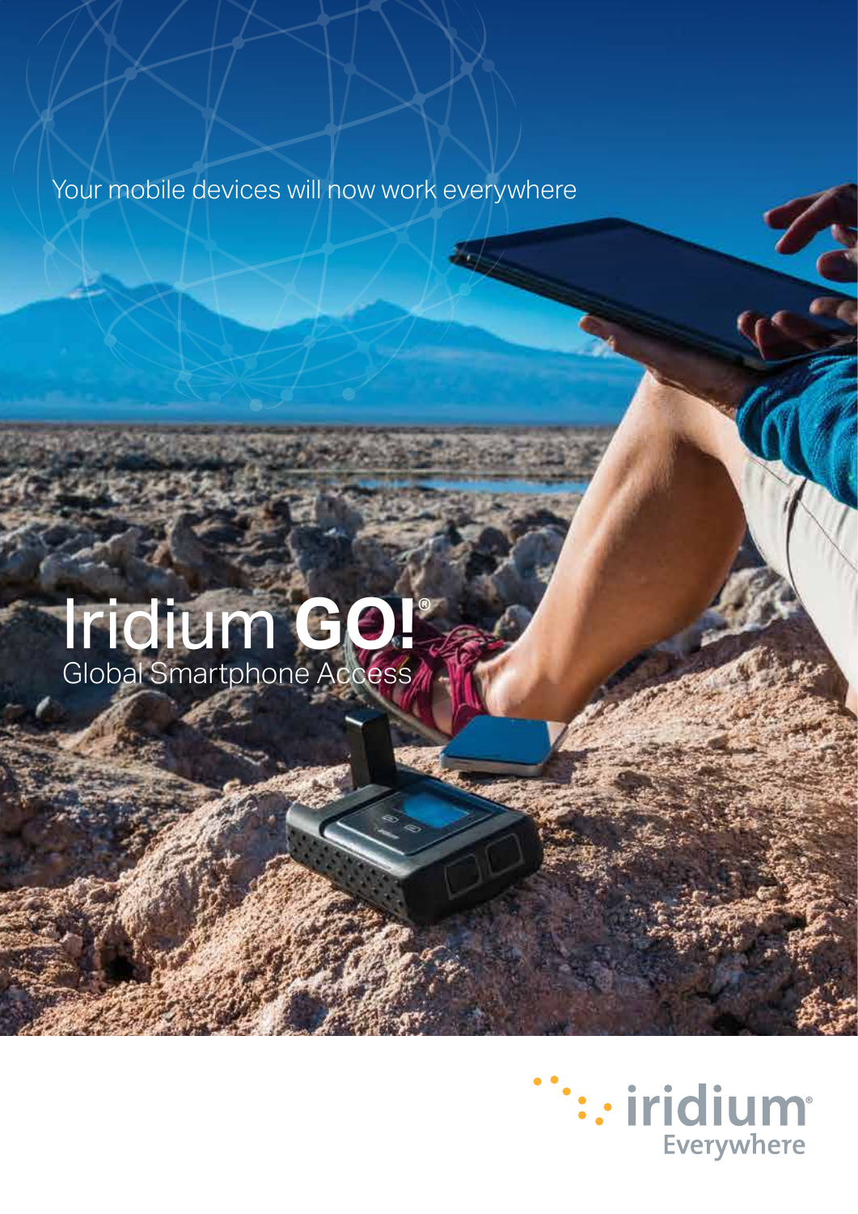Your mobile devices will now work everywhere

# Iridium **GO!**®

Global Smartphone Access

iridium®
Everywhere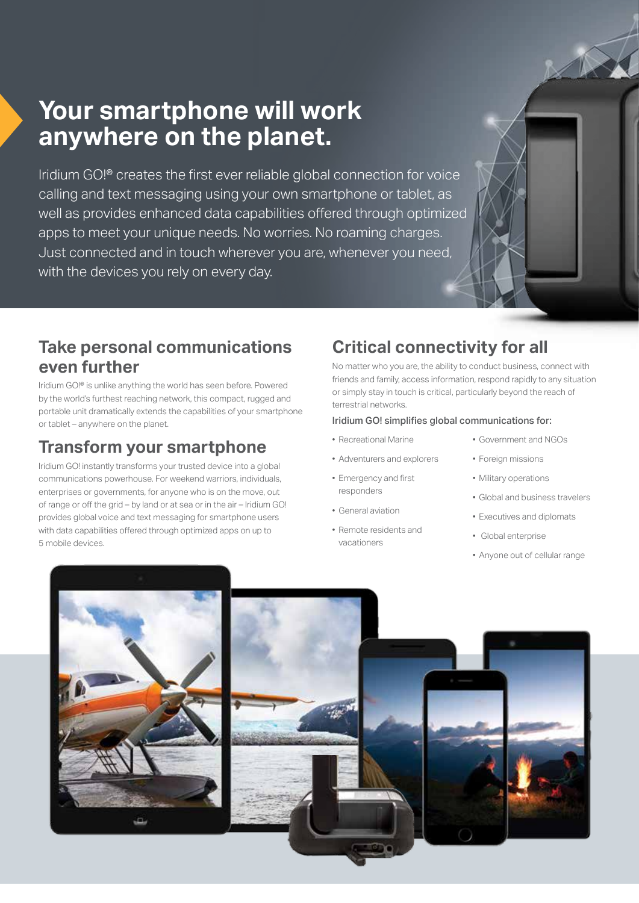# Your smartphone will work anywhere on the planet.

Iridium GO!® creates the first ever reliable global connection for voice calling and text messaging using your own smartphone or tablet, as well as provides enhanced data capabilities offered through optimized apps to meet your unique needs. No worries. No roaming charges. Just connected and in touch wherever you are, whenever you need, with the devices you rely on every day.

## Take personal communications even further

Iridium GO!® is unlike anything the world has seen before. Powered by the world's furthest reaching network, this compact, rugged and portable unit dramatically extends the capabilities of your smartphone or tablet – anywhere on the planet.

## Transform your smartphone

Iridium GO! instantly transforms your trusted device into a global communications powerhouse. For weekend warriors, individuals, enterprises or governments, for anyone who is on the move, out of range or off the grid – by land or at sea or in the air – Iridium GO! provides global voice and text messaging for smartphone users with data capabilities offered through optimized apps on up to 5 mobile devices.

## Critical connectivity for all

No matter who you are, the ability to conduct business, connect with friends and family, access information, respond rapidly to any situation or simply stay in touch is critical, particularly beyond the reach of terrestrial networks.

**Iridium GO! simplifies global communications for:**

- Recreational Marine
- Adventurers and explorers
- Emergency and first responders
- General aviation
- Remote residents and vacationers
- Government and NGOs
- Foreign missions
- Military operations
- Global and business travelers
- Executives and diplomats
- Global enterprise
- Anyone out of cellular range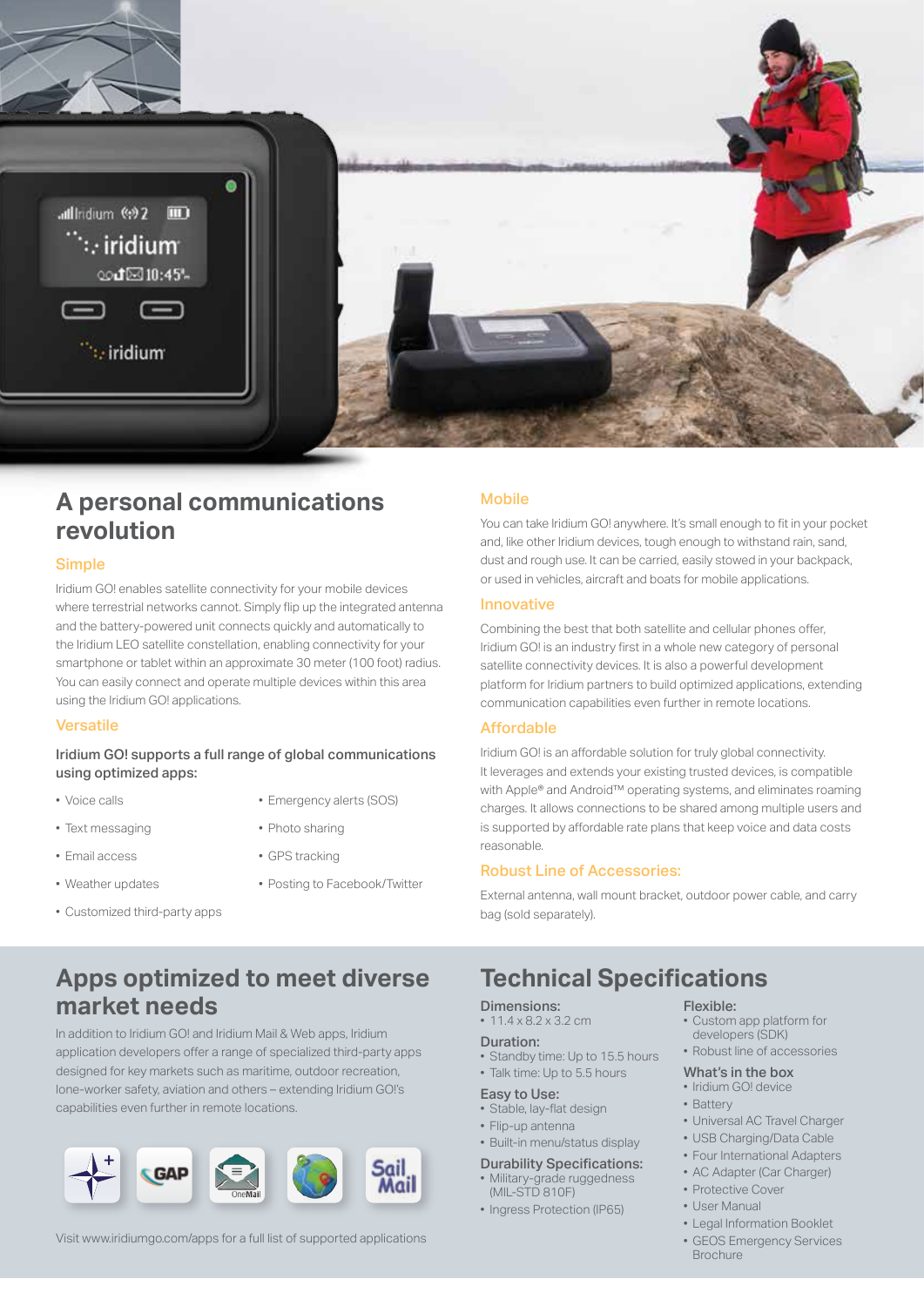## A personal communications revolution

### Simple

Iridium GO! enables satellite connectivity for your mobile devices where terrestrial networks cannot. Simply flip up the integrated antenna and the battery-powered unit connects quickly and automatically to the Iridium LEO satellite constellation, enabling connectivity for your smartphone or tablet within an approximate 30 meter (100 foot) radius. You can easily connect and operate multiple devices within this area using the Iridium GO! applications.

### Versatile

**Iridium GO! supports a full range of global communications using optimized apps:**

- Voice calls
- Text messaging
- Email access
- Weather updates
- Customized third-party apps
- Emergency alerts (SOS)
- Photo sharing
- GPS tracking
- Posting to Facebook/Twitter

### Mobile

You can take Iridium GO! anywhere. It's small enough to fit in your pocket and, like other Iridium devices, tough enough to withstand rain, sand, dust and rough use. It can be carried, easily stowed in your backpack, or used in vehicles, aircraft and boats for mobile applications.

### Innovative

Combining the best that both satellite and cellular phones offer, Iridium GO! is an industry first in a whole new category of personal satellite connectivity devices. It is also a powerful development platform for Iridium partners to build optimized applications, extending communication capabilities even further in remote locations.

### Affordable

Iridium GO! is an affordable solution for truly global connectivity. It leverages and extends your existing trusted devices, is compatible with Apple® and Android™ operating systems, and eliminates roaming charges. It allows connections to be shared among multiple users and is supported by affordable rate plans that keep voice and data costs reasonable.

### Robust Line of Accessories:

External antenna, wall mount bracket, outdoor power cable, and carry bag (sold separately).

## Apps optimized to meet diverse market needs

In addition to Iridium GO! and Iridium Mail & Web apps, Iridium application developers offer a range of specialized third-party apps designed for key markets such as maritime, outdoor recreation, lone-worker safety, aviation and others – extending Iridium GO!'s capabilities even further in remote locations.

Visit www.iridiumgo.com/apps for a full list of supported applications

## Technical Specifications

**Dimensions:**
- 11.4 x 8.2 x 3.2 cm

**Duration:**
- Standby time: Up to 15.5 hours
- Talk time: Up to 5.5 hours

**Easy to Use:**
- Stable, lay-flat design
- Flip-up antenna
- Built-in menu/status display

**Durability Specifications:**
- Military-grade ruggedness (MIL-STD 810F)
- Ingress Protection (IP65)

**Flexible:**
- Custom app platform for developers (SDK)
- Robust line of accessories

**What's in the box**
- Iridium GO! device
- Battery
- Universal AC Travel Charger
- USB Charging/Data Cable
- Four International Adapters
- AC Adapter (Car Charger)
- Protective Cover
- User Manual
- Legal Information Booklet
- GEOS Emergency Services Brochure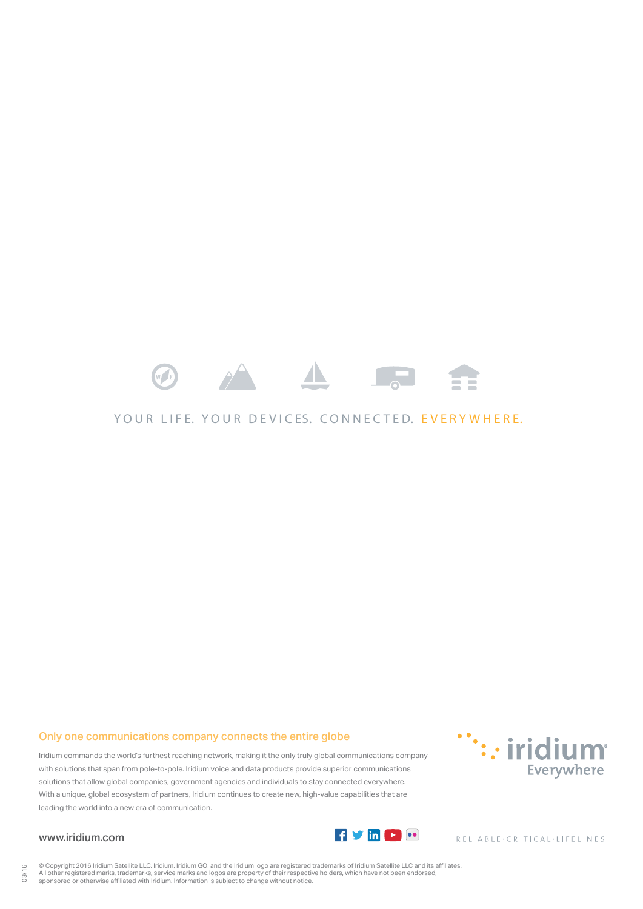YOUR LIFE. YOUR DEVICES. CONNECTED. EVERYWHERE.

## Only one communications company connects the entire globe

Iridium commands the world's furthest reaching network, making it the only truly global communications company with solutions that span from pole-to-pole. Iridium voice and data products provide superior communications solutions that allow global companies, government agencies and individuals to stay connected everywhere. With a unique, global ecosystem of partners, Iridium continues to create new, high-value capabilities that are leading the world into a new era of communication.

iridium® Everywhere

www.iridium.com

RELIABLE·CRITICAL·LIFELINES

© Copyright 2016 Iridium Satellite LLC. Iridium, Iridium GO! and the Iridium logo are registered trademarks of Iridium Satellite LLC and its affiliates. All other registered marks, trademarks, service marks and logos are property of their respective holders, which have not been endorsed, sponsored or otherwise affiliated with Iridium. Information is subject to change without notice.

03/16